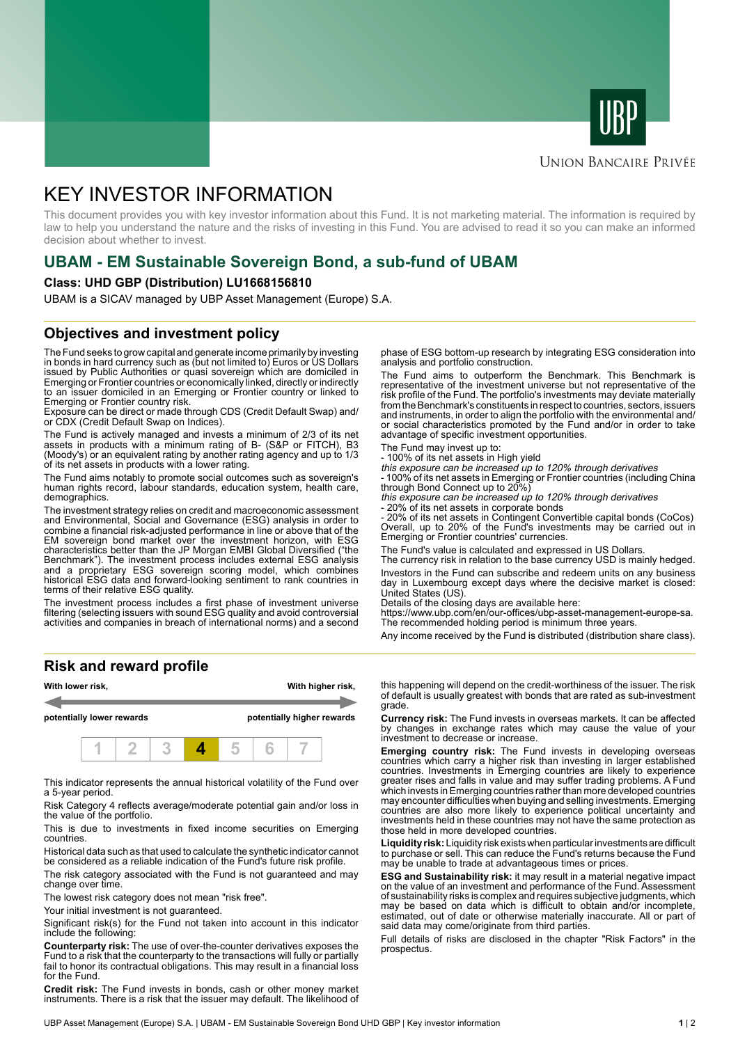# KEY INVESTOR INFORMATION

This document provides you with key investor information about this Fund. It is not marketing material. The information is required by law to help you understand the nature and the risks of investing in this Fund. You are advised to read it so you can make an informed decision about whether to invest.

## UBAM - EM Sustainable Sovereign Bond, a sub-fund of UBAM

**Class: UHD GBP (Distribution) LU1668156810**

UBAM is a SICAV managed by UBP Asset Management (Europe) S.A.

## Objectives and investment policy

The Fund seeks to grow capital and generate income primarily by investing in bonds in hard currency such as (but not limited to) Euros or US Dollars issued by Public Authorities or quasi sovereign which are domiciled in Emerging or Frontier countries or economically linked, directly or indirectly to an issuer domiciled in an Emerging or Frontier country or linked to Emerging or Frontier country risk.
Exposure can be direct or made through CDS (Credit Default Swap) and/or CDX (Credit Default Swap on Indices).

The Fund is actively managed and invests a minimum of 2/3 of its net assets in products with a minimum rating of B- (S&P or FITCH), B3 (Moody's) or an equivalent rating by another rating agency and up to 1/3 of its net assets in products with a lower rating.

The Fund aims notably to promote social outcomes such as sovereign's human rights record, labour standards, education system, health care, demographics.

The investment strategy relies on credit and macroeconomic assessment and Environmental, Social and Governance (ESG) analysis in order to combine a financial risk-adjusted performance in line or above that of the EM sovereign bond market over the investment horizon, with ESG characteristics better than the JP Morgan EMBI Global Diversified ("the Benchmark"). The investment process includes external ESG analysis and a proprietary ESG sovereign scoring model, which combines historical ESG data and forward-looking sentiment to rank countries in terms of their relative ESG quality.

The investment process includes a first phase of investment universe filtering (selecting issuers with sound ESG quality and avoid controversial activities and companies in breach of international norms) and a second phase of ESG bottom-up research by integrating ESG consideration into analysis and portfolio construction.

The Fund aims to outperform the Benchmark. This Benchmark is representative of the investment universe but not representative of the risk profile of the Fund. The portfolio's investments may deviate materially from the Benchmark's constituents in respect to countries, sectors, issuers and instruments, in order to align the portfolio with the environmental and/or social characteristics promoted by the Fund and/or in order to take advantage of specific investment opportunities.

The Fund may invest up to:
- 100% of its net assets in High yield
*this exposure can be increased up to 120% through derivatives*
- 100% of its net assets in Emerging or Frontier countries (including China through Bond Connect up to 20%)
*this exposure can be increased up to 120% through derivatives*
- 20% of its net assets in corporate bonds
- 20% of its net assets in Contingent Convertible capital bonds (CoCos)

Overall, up to 20% of the Fund's investments may be carried out in Emerging or Frontier countries' currencies.

The Fund's value is calculated and expressed in US Dollars.
The currency risk in relation to the base currency USD is mainly hedged.

Investors in the Fund can subscribe and redeem units on any business day in Luxembourg except days where the decisive market is closed: United States (US).
Details of the closing days are available here:
https://www.ubp.com/en/our-offices/ubp-asset-management-europe-sa.
The recommended holding period is minimum three years.

Any income received by the Fund is distributed (distribution share class).

## Risk and reward profile

| With lower risk, potentially lower rewards | | | | | | With higher risk, potentially higher rewards |
|---|---|---|---|---|---|---|
| 1 | 2 | 3 | **4** | 5 | 6 | 7 |

This indicator represents the annual historical volatility of the Fund over a 5-year period.

Risk Category 4 reflects average/moderate potential gain and/or loss in the value of the portfolio.

This is due to investments in fixed income securities on Emerging countries.

Historical data such as that used to calculate the synthetic indicator cannot be considered as a reliable indication of the Fund's future risk profile.

The risk category associated with the Fund is not guaranteed and may change over time.

The lowest risk category does not mean "risk free".

Your initial investment is not guaranteed.

Significant risk(s) for the Fund not taken into account in this indicator include the following:

**Counterparty risk:** The use of over-the-counter derivatives exposes the Fund to a risk that the counterparty to the transactions will fully or partially fail to honor its contractual obligations. This may result in a financial loss for the Fund.

**Credit risk:** The Fund invests in bonds, cash or other money market instruments. There is a risk that the issuer may default. The likelihood of this happening will depend on the credit-worthiness of the issuer. The risk of default is usually greatest with bonds that are rated as sub-investment grade.

**Currency risk:** The Fund invests in overseas markets. It can be affected by changes in exchange rates which may cause the value of your investment to decrease or increase.

**Emerging country risk:** The Fund invests in developing overseas countries which carry a higher risk than investing in larger established countries. Investments in Emerging countries are likely to experience greater rises and falls in value and may suffer trading problems. A Fund which invests in Emerging countries rather than more developed countries may encounter difficulties when buying and selling investments. Emerging countries are also more likely to experience political uncertainty and investments held in these countries may not have the same protection as those held in more developed countries.

**Liquidity risk:** Liquidity risk exists when particular investments are difficult to purchase or sell. This can reduce the Fund's returns because the Fund may be unable to trade at advantageous times or prices.

**ESG and Sustainability risk:** it may result in a material negative impact on the value of an investment and performance of the Fund. Assessment of sustainability risks is complex and requires subjective judgments, which may be based on data which is difficult to obtain and/or incomplete, estimated, out of date or otherwise materially inaccurate. All or part of said data may come/originate from third parties.

Full details of risks are disclosed in the chapter "Risk Factors" in the prospectus.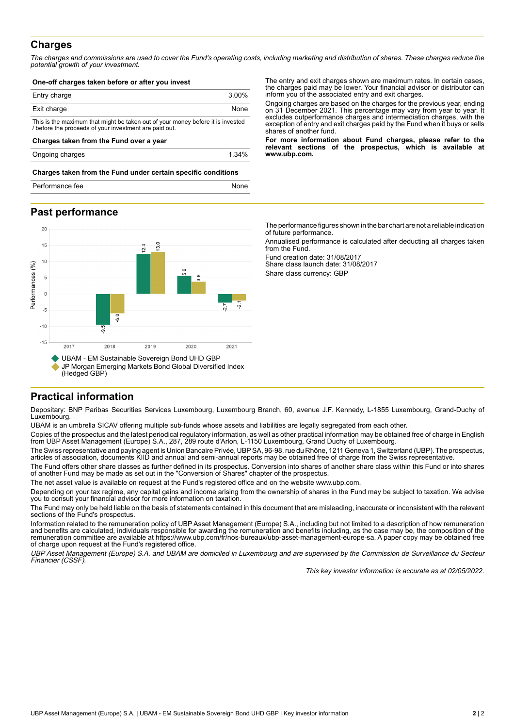## Charges

*The charges and commissions are used to cover the Fund's operating costs, including marketing and distribution of shares. These charges reduce the potential growth of your investment.*

| One-off charges taken before or after you invest | |
|---|---|
| Entry charge | 3.00% |
| Exit charge | None |

This is the maximum that might be taken out of your money before it is invested / before the proceeds of your investment are paid out.

| Charges taken from the Fund over a year | |
|---|---|
| Ongoing charges | 1.34% |

| Charges taken from the Fund under certain specific conditions | |
|---|---|
| Performance fee | None |

The entry and exit charges shown are maximum rates. In certain cases, the charges paid may be lower. Your financial advisor or distributor can inform you of the associated entry and exit charges.

Ongoing charges are based on the charges for the previous year, ending on 31 December 2021. This percentage may vary from year to year. It excludes outperformance charges and intermediation charges, with the exception of entry and exit charges paid by the Fund when it buys or sells shares of another fund.

**For more information about Fund charges, please refer to the relevant sections of the prospectus, which is available at www.ubp.com.**

## Past performance

Performances (%)

20
15
10
5
0
-5
-10
-15

2017 2018 2019 2020 2021

-9.5 -6.0
12.4 13.0
5.6 3.8
-2.7 -2.1

UBAM - EM Sustainable Sovereign Bond UHD GBP
JP Morgan Emerging Markets Bond Global Diversified Index (Hedged GBP)

The performance figures shown in the bar chart are not a reliable indication of future performance.

Annualised performance is calculated after deducting all charges taken from the Fund.

Fund creation date: 31/08/2017
Share class launch date: 31/08/2017
Share class currency: GBP

## Practical information

Depositary: BNP Paribas Securities Services Luxembourg, Luxembourg Branch, 60, avenue J.F. Kennedy, L-1855 Luxembourg, Grand-Duchy of Luxembourg.

UBAM is an umbrella SICAV offering multiple sub-funds whose assets and liabilities are legally segregated from each other.

Copies of the prospectus and the latest periodical regulatory information, as well as other practical information may be obtained free of charge in English from UBP Asset Management (Europe) S.A., 287, 289 route d'Arlon, L-1150 Luxembourg, Grand Duchy of Luxembourg.

The Swiss representative and paying agent is Union Bancaire Privée, UBP SA, 96-98, rue du Rhône, 1211 Geneva 1, Switzerland (UBP). The prospectus, articles of association, documents KIID and annual and semi-annual reports may be obtained free of charge from the Swiss representative.

The Fund offers other share classes as further defined in its prospectus. Conversion into shares of another share class within this Fund or into shares of another Fund may be made as set out in the "Conversion of Shares" chapter of the prospectus.

The net asset value is available on request at the Fund's registered office and on the website www.ubp.com.

Depending on your tax regime, any capital gains and income arising from the ownership of shares in the Fund may be subject to taxation. We advise you to consult your financial advisor for more information on taxation.

The Fund may only be held liable on the basis of statements contained in this document that are misleading, inaccurate or inconsistent with the relevant sections of the Fund's prospectus.

Information related to the remuneration policy of UBP Asset Management (Europe) S.A., including but not limited to a description of how remuneration and benefits are calculated, individuals responsible for awarding the remuneration and benefits including, as the case may be, the composition of the remuneration committee are available at https://www.ubp.com/fr/nos-bureaux/ubp-asset-management-europe-sa. A paper copy may be obtained free of charge upon request at the Fund's registered office.

*UBP Asset Management (Europe) S.A. and UBAM are domiciled in Luxembourg and are supervised by the Commission de Surveillance du Secteur Financier (CSSF).*

*This key investor information is accurate as at 02/05/2022.*